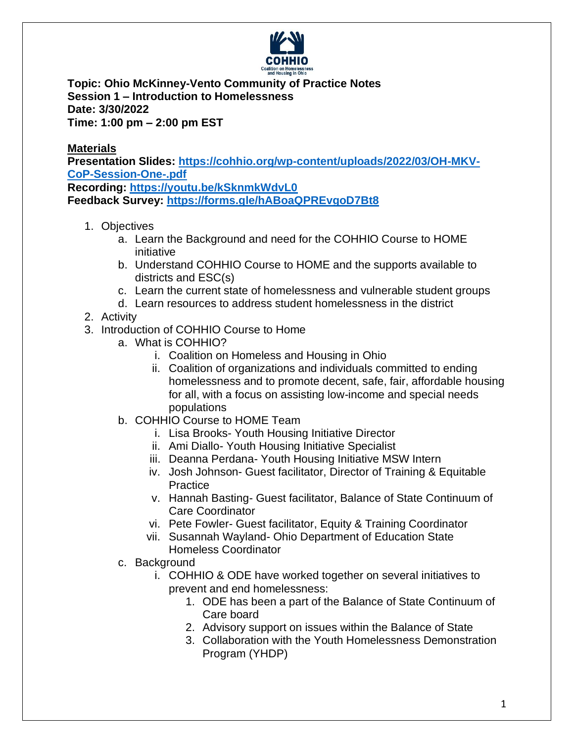**Topic: Ohio McKinney-Vento Community of Practice Notes**
**Session 1 – Introduction to Homelessness**
**Date: 3/30/2022**
**Time: 1:00 pm – 2:00 pm EST**

**Materials**

**Presentation Slides: https://cohhio.org/wp-content/uploads/2022/03/OH-MKV-CoP-Session-One-.pdf**
**Recording: https://youtu.be/kSknmkWdvL0**
**Feedback Survey: https://forms.gle/hABoaQPREvgoD7Bt8**

1. Objectives
    a. Learn the Background and need for the COHHIO Course to HOME initiative
    b. Understand COHHIO Course to HOME and the supports available to districts and ESC(s)
    c. Learn the current state of homelessness and vulnerable student groups
    d. Learn resources to address student homelessness in the district
2. Activity
3. Introduction of COHHIO Course to Home
    a. What is COHHIO?
        i. Coalition on Homeless and Housing in Ohio
        ii. Coalition of organizations and individuals committed to ending homelessness and to promote decent, safe, fair, affordable housing for all, with a focus on assisting low-income and special needs populations
    b. COHHIO Course to HOME Team
        i. Lisa Brooks- Youth Housing Initiative Director
        ii. Ami Diallo- Youth Housing Initiative Specialist
        iii. Deanna Perdana- Youth Housing Initiative MSW Intern
        iv. Josh Johnson- Guest facilitator, Director of Training & Equitable Practice
        v. Hannah Basting- Guest facilitator, Balance of State Continuum of Care Coordinator
        vi. Pete Fowler- Guest facilitator, Equity & Training Coordinator
        vii. Susannah Wayland- Ohio Department of Education State Homeless Coordinator
    c. Background
        i. COHHIO & ODE have worked together on several initiatives to prevent and end homelessness:
            1. ODE has been a part of the Balance of State Continuum of Care board
            2. Advisory support on issues within the Balance of State
            3. Collaboration with the Youth Homelessness Demonstration Program (YHDP)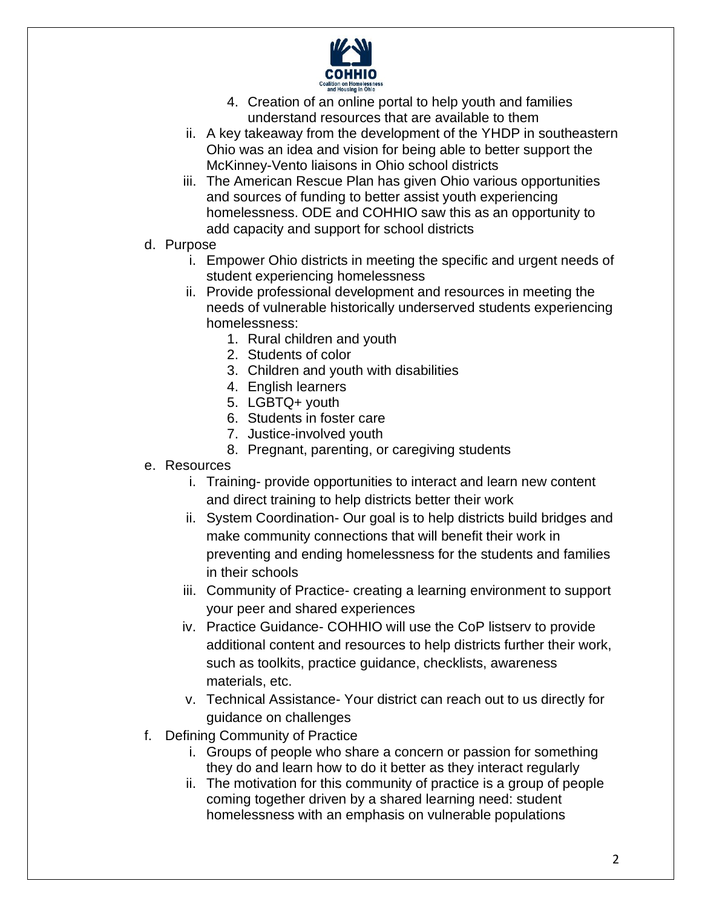4. Creation of an online portal to help youth and families understand resources that are available to them

ii. A key takeaway from the development of the YHDP in southeastern Ohio was an idea and vision for being able to better support the McKinney-Vento liaisons in Ohio school districts

iii. The American Rescue Plan has given Ohio various opportunities and sources of funding to better assist youth experiencing homelessness. ODE and COHHIO saw this as an opportunity to add capacity and support for school districts

d. Purpose

i. Empower Ohio districts in meeting the specific and urgent needs of student experiencing homelessness

ii. Provide professional development and resources in meeting the needs of vulnerable historically underserved students experiencing homelessness:

1. Rural children and youth
2. Students of color
3. Children and youth with disabilities
4. English learners
5. LGBTQ+ youth
6. Students in foster care
7. Justice-involved youth
8. Pregnant, parenting, or caregiving students

e. Resources

i. Training- provide opportunities to interact and learn new content and direct training to help districts better their work

ii. System Coordination- Our goal is to help districts build bridges and make community connections that will benefit their work in preventing and ending homelessness for the students and families in their schools

iii. Community of Practice- creating a learning environment to support your peer and shared experiences

iv. Practice Guidance- COHHIO will use the CoP listserv to provide additional content and resources to help districts further their work, such as toolkits, practice guidance, checklists, awareness materials, etc.

v. Technical Assistance- Your district can reach out to us directly for guidance on challenges

f. Defining Community of Practice

i. Groups of people who share a concern or passion for something they do and learn how to do it better as they interact regularly

ii. The motivation for this community of practice is a group of people coming together driven by a shared learning need: student homelessness with an emphasis on vulnerable populations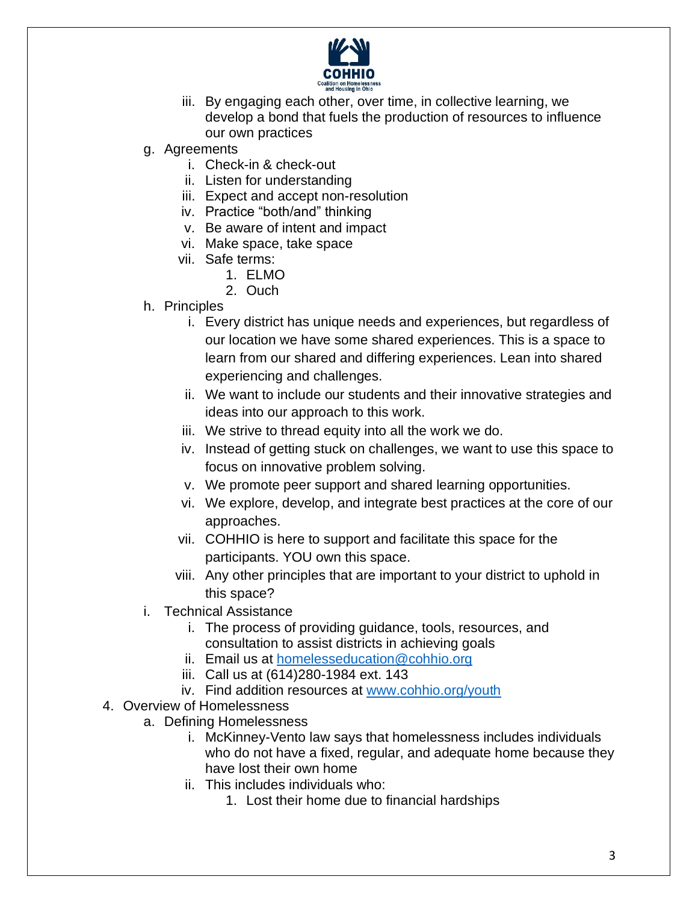iii. By engaging each other, over time, in collective learning, we develop a bond that fuels the production of resources to influence our own practices

g. Agreements
   i. Check-in & check-out
   ii. Listen for understanding
   iii. Expect and accept non-resolution
   iv. Practice "both/and" thinking
   v. Be aware of intent and impact
   vi. Make space, take space
   vii. Safe terms:
      1. ELMO
      2. Ouch

h. Principles
   i. Every district has unique needs and experiences, but regardless of our location we have some shared experiences. This is a space to learn from our shared and differing experiences. Lean into shared experiencing and challenges.
   ii. We want to include our students and their innovative strategies and ideas into our approach to this work.
   iii. We strive to thread equity into all the work we do.
   iv. Instead of getting stuck on challenges, we want to use this space to focus on innovative problem solving.
   v. We promote peer support and shared learning opportunities.
   vi. We explore, develop, and integrate best practices at the core of our approaches.
   vii. COHHIO is here to support and facilitate this space for the participants. YOU own this space.
   viii. Any other principles that are important to your district to uphold in this space?

i. Technical Assistance
   i. The process of providing guidance, tools, resources, and consultation to assist districts in achieving goals
   ii. Email us at [homelesseducation@cohhio.org](mailto:homelesseducation@cohhio.org)
   iii. Call us at (614)280-1984 ext. 143
   iv. Find addition resources at [www.cohhio.org/youth](http://www.cohhio.org/youth)

4. Overview of Homelessness
   a. Defining Homelessness
      i. McKinney-Vento law says that homelessness includes individuals who do not have a fixed, regular, and adequate home because they have lost their own home
      ii. This includes individuals who:
         1. Lost their home due to financial hardships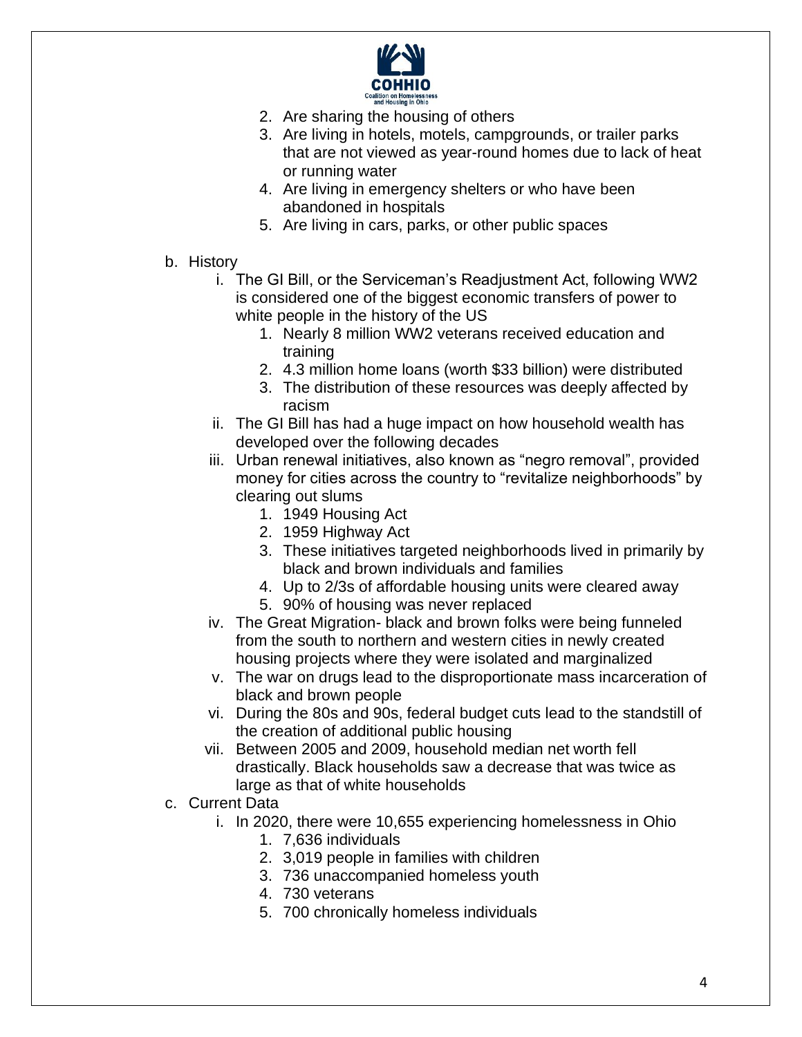2. Are sharing the housing of others
3. Are living in hotels, motels, campgrounds, or trailer parks that are not viewed as year-round homes due to lack of heat or running water
4. Are living in emergency shelters or who have been abandoned in hospitals
5. Are living in cars, parks, or other public spaces

b. History
   i. The GI Bill, or the Serviceman's Readjustment Act, following WW2 is considered one of the biggest economic transfers of power to white people in the history of the US
      1. Nearly 8 million WW2 veterans received education and training
      2. 4.3 million home loans (worth $33 billion) were distributed
      3. The distribution of these resources was deeply affected by racism
   ii. The GI Bill has had a huge impact on how household wealth has developed over the following decades
   iii. Urban renewal initiatives, also known as "negro removal", provided money for cities across the country to "revitalize neighborhoods" by clearing out slums
      1. 1949 Housing Act
      2. 1959 Highway Act
      3. These initiatives targeted neighborhoods lived in primarily by black and brown individuals and families
      4. Up to 2/3s of affordable housing units were cleared away
      5. 90% of housing was never replaced
   iv. The Great Migration- black and brown folks were being funneled from the south to northern and western cities in newly created housing projects where they were isolated and marginalized
   v. The war on drugs lead to the disproportionate mass incarceration of black and brown people
   vi. During the 80s and 90s, federal budget cuts lead to the standstill of the creation of additional public housing
   vii. Between 2005 and 2009, household median net worth fell drastically. Black households saw a decrease that was twice as large as that of white households

c. Current Data
   i. In 2020, there were 10,655 experiencing homelessness in Ohio
      1. 7,636 individuals
      2. 3,019 people in families with children
      3. 736 unaccompanied homeless youth
      4. 730 veterans
      5. 700 chronically homeless individuals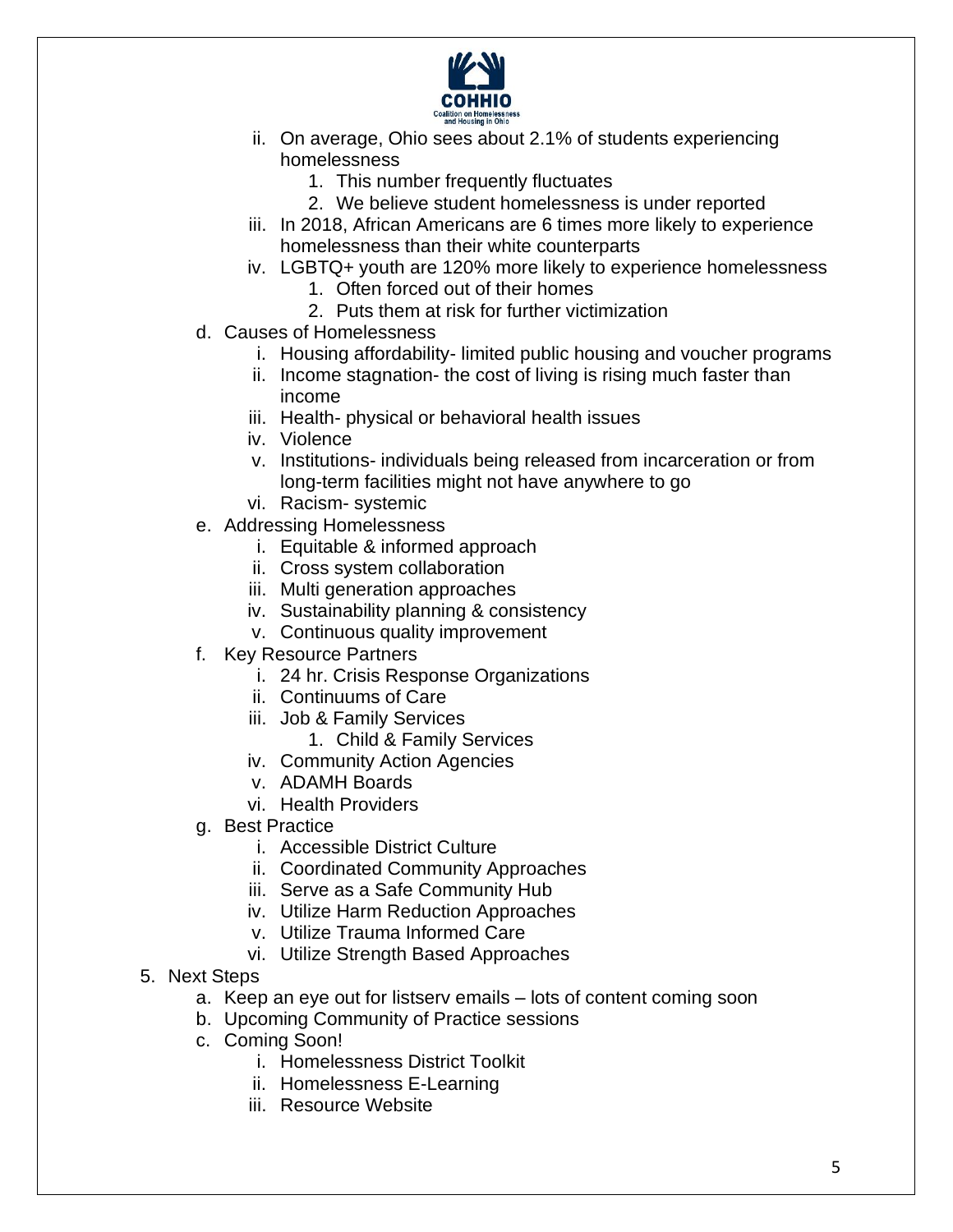ii. On average, Ohio sees about 2.1% of students experiencing homelessness
      1. This number frequently fluctuates
      2. We believe student homelessness is under reported
   iii. In 2018, African Americans are 6 times more likely to experience homelessness than their white counterparts
   iv. LGBTQ+ youth are 120% more likely to experience homelessness
      1. Often forced out of their homes
      2. Puts them at risk for further victimization

d. Causes of Homelessness
   i. Housing affordability- limited public housing and voucher programs
   ii. Income stagnation- the cost of living is rising much faster than income
   iii. Health- physical or behavioral health issues
   iv. Violence
   v. Institutions- individuals being released from incarceration or from long-term facilities might not have anywhere to go
   vi. Racism- systemic

e. Addressing Homelessness
   i. Equitable & informed approach
   ii. Cross system collaboration
   iii. Multi generation approaches
   iv. Sustainability planning & consistency
   v. Continuous quality improvement

f. Key Resource Partners
   i. 24 hr. Crisis Response Organizations
   ii. Continuums of Care
   iii. Job & Family Services
      1. Child & Family Services
   iv. Community Action Agencies
   v. ADAMH Boards
   vi. Health Providers

g. Best Practice
   i. Accessible District Culture
   ii. Coordinated Community Approaches
   iii. Serve as a Safe Community Hub
   iv. Utilize Harm Reduction Approaches
   v. Utilize Trauma Informed Care
   vi. Utilize Strength Based Approaches

5. Next Steps
   a. Keep an eye out for listserv emails – lots of content coming soon
   b. Upcoming Community of Practice sessions
   c. Coming Soon!
      i. Homelessness District Toolkit
      ii. Homelessness E-Learning
      iii. Resource Website